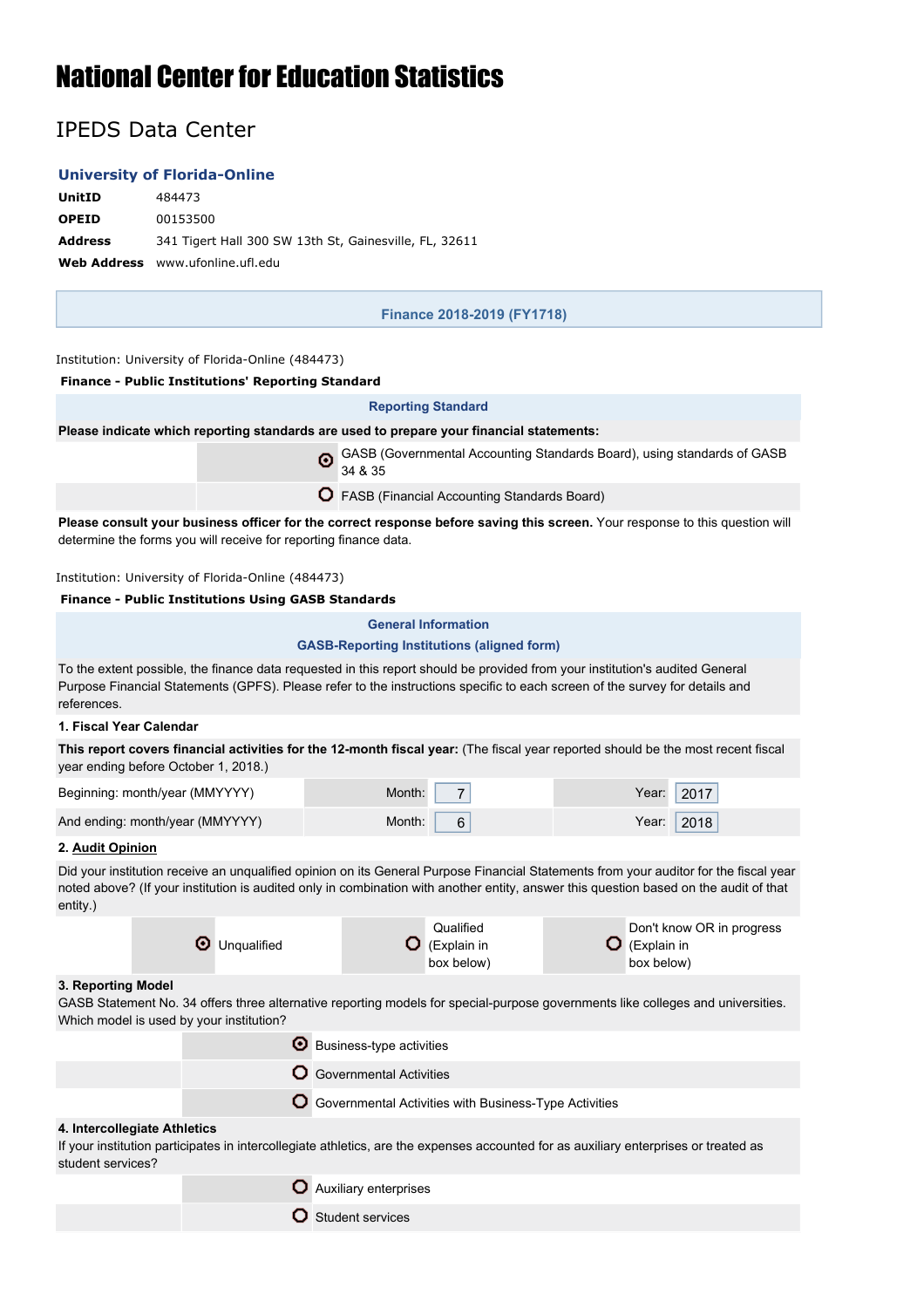# National Center for Education Statistics

## IPEDS Data Center

### University of Florida-Online

| | |
|---|---|
| **UnitID** | 484473 |
| **OPEID** | 00153500 |
| **Address** | 341 Tigert Hall 300 SW 13th St, Gainesville, FL, 32611 |
| **Web Address** | www.ufonline.ufl.edu |

**Finance 2018-2019 (FY1718)**

Institution: University of Florida-Online (484473)

**Finance - Public Institutions' Reporting Standard**

**Reporting Standard**

**Please indicate which reporting standards are used to prepare your financial statements:**

- (●) GASB (Governmental Accounting Standards Board), using standards of GASB 34 & 35
- ( ) FASB (Financial Accounting Standards Board)

**Please consult your business officer for the correct response before saving this screen.** Your response to this question will determine the forms you will receive for reporting finance data.

Institution: University of Florida-Online (484473)

**Finance - Public Institutions Using GASB Standards**

**General Information**

**GASB-Reporting Institutions (aligned form)**

To the extent possible, the finance data requested in this report should be provided from your institution's audited General Purpose Financial Statements (GPFS). Please refer to the instructions specific to each screen of the survey for details and references.

**1. Fiscal Year Calendar**

**This report covers financial activities for the 12-month fiscal year:** (The fiscal year reported should be the most recent fiscal year ending before October 1, 2018.)

| | | |
|---|---|---|
| Beginning: month/year (MMYYYY) | Month: 7 | Year: 2017 |
| And ending: month/year (MMYYYY) | Month: 6 | Year: 2018 |

**2. Audit Opinion**

Did your institution receive an unqualified opinion on its General Purpose Financial Statements from your auditor for the fiscal year noted above? (If your institution is audited only in combination with another entity, answer this question based on the audit of that entity.)

- (●) Unqualified
- ( ) Qualified (Explain in box below)
- ( ) Don't know OR in progress (Explain in box below)

**3. Reporting Model**

GASB Statement No. 34 offers three alternative reporting models for special-purpose governments like colleges and universities. Which model is used by your institution?

- (●) Business-type activities
- ( ) Governmental Activities
- ( ) Governmental Activities with Business-Type Activities

**4. Intercollegiate Athletics**

If your institution participates in intercollegiate athletics, are the expenses accounted for as auxiliary enterprises or treated as student services?

- ( ) Auxiliary enterprises
- ( ) Student services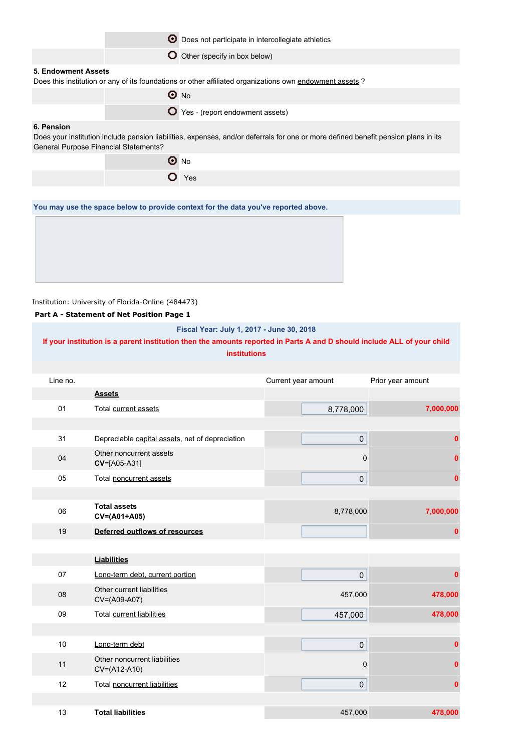| | |
|---|---|
| ◉ | Does not participate in intercollegiate athletics |
| ○ | Other (specify in box below) |

**5. Endowment Assets**

Does this institution or any of its foundations or other affiliated organizations own endowment assets ?

| | |
|---|---|
| ◉ | No |
| ○ | Yes - (report endowment assets) |

**6. Pension**

Does your institution include pension liabilities, expenses, and/or deferrals for one or more defined benefit pension plans in its General Purpose Financial Statements?

| | |
|---|---|
| ◉ | No |
| ○ | Yes |

**You may use the space below to provide context for the data you've reported above.**

Institution: University of Florida-Online (484473)

**Part A - Statement of Net Position Page 1**

**Fiscal Year: July 1, 2017 - June 30, 2018**

**If your institution is a parent institution then the amounts reported in Parts A and D should include ALL of your child institutions**

| Line no. | | Current year amount | Prior year amount |
|---|---|---|---|
| | **Assets** | | |
| 01 | Total current assets | 8,778,000 | 7,000,000 |
| 31 | Depreciable capital assets, net of depreciation | 0 | 0 |
| 04 | Other noncurrent assets **CV**=[A05-A31] | 0 | 0 |
| 05 | Total noncurrent assets | 0 | 0 |
| 06 | **Total assets CV=(A01+A05)** | 8,778,000 | 7,000,000 |
| 19 | **Deferred outflows of resources** | | 0 |
| | **Liabilities** | | |
| 07 | Long-term debt, current portion | 0 | 0 |
| 08 | Other current liabilities CV=(A09-A07) | 457,000 | 478,000 |
| 09 | Total current liabilities | 457,000 | 478,000 |
| 10 | Long-term debt | 0 | 0 |
| 11 | Other noncurrent liabilities CV=(A12-A10) | 0 | 0 |
| 12 | Total noncurrent liabilities | 0 | 0 |
| 13 | **Total liabilities** | 457,000 | 478,000 |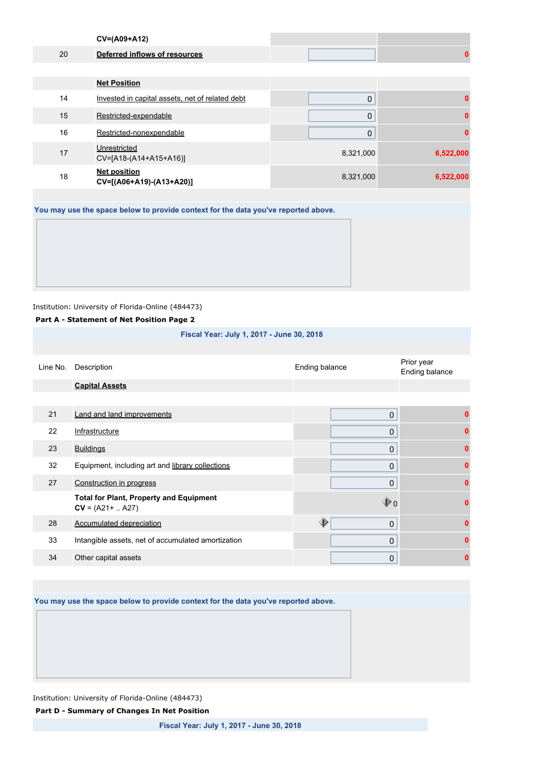| | | | |
|---|---|---|---|
| | CV=(A09+A12) | | |
| 20 | Deferred inflows of resources | | 0 |
| | **Net Position** | | |
| 14 | Invested in capital assets, net of related debt | 0 | 0 |
| 15 | Restricted-expendable | 0 | 0 |
| 16 | Restricted-nonexpendable | 0 | 0 |
| 17 | Unrestricted CV=[A18-(A14+A15+A16)] | 8,321,000 | 6,522,000 |
| 18 | **Net position** **CV=[(A06+A19)-(A13+A20)]** | 8,321,000 | 6,522,000 |

You may use the space below to provide context for the data you've reported above.

Institution: University of Florida-Online (484473)

**Part A - Statement of Net Position Page 2**

Fiscal Year: July 1, 2017 - June 30, 2018

| Line No. | Description | Ending balance | Prior year Ending balance |
|---|---|---|---|
| | **Capital Assets** | | |
| 21 | Land and land improvements | 0 | 0 |
| 22 | Infrastructure | 0 | 0 |
| 23 | Buildings | 0 | 0 |
| 32 | Equipment, including art and library collections | 0 | 0 |
| 27 | Construction in progress | 0 | 0 |
| | **Total for Plant, Property and Equipment** **CV** = (A21+ .. A27) | 0 | 0 |
| 28 | Accumulated depreciation | 0 | 0 |
| 33 | Intangible assets, net of accumulated amortization | 0 | 0 |
| 34 | Other capital assets | 0 | 0 |

You may use the space below to provide context for the data you've reported above.

Institution: University of Florida-Online (484473)

**Part D - Summary of Changes In Net Position**

Fiscal Year: July 1, 2017 - June 30, 2018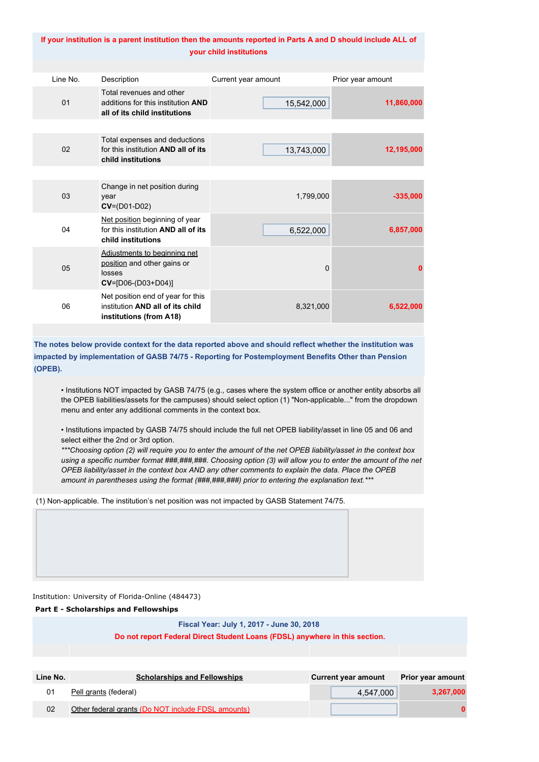**If your institution is a parent institution then the amounts reported in Parts A and D should include ALL of your child institutions**

| Line No. | Description | Current year amount | Prior year amount |
|---|---|---|---|
| 01 | Total revenues and other additions for this institution **AND all of its child institutions** | 15,542,000 | 11,860,000 |
| 02 | Total expenses and deductions for this institution **AND all of its child institutions** | 13,743,000 | 12,195,000 |
| 03 | Change in net position during year **CV**=(D01-D02) | 1,799,000 | -335,000 |
| 04 | Net position beginning of year for this institution **AND all of its child institutions** | 6,522,000 | 6,857,000 |
| 05 | Adjustments to beginning net position and other gains or losses **CV**=[D06-(D03+D04)] | 0 | 0 |
| 06 | Net position end of year for this institution **AND all of its child institutions (from A18)** | 8,321,000 | 6,522,000 |

**The notes below provide context for the data reported above and should reflect whether the institution was impacted by implementation of GASB 74/75 - Reporting for Postemployment Benefits Other than Pension (OPEB).**

- Institutions NOT impacted by GASB 74/75 (e.g., cases where the system office or another entity absorbs all the OPEB liabilities/assets for the campuses) should select option (1) "Non-applicable..." from the dropdown menu and enter any additional comments in the context box.

- Institutions impacted by GASB 74/75 should include the full net OPEB liability/asset in line 05 and 06 and select either the 2nd or 3rd option.
*\*\*\*Choosing option (2) will require you to enter the amount of the net OPEB liability/asset in the context box using a specific number format ###,###,###. Choosing option (3) will allow you to enter the amount of the net OPEB liability/asset in the context box AND any other comments to explain the data. Place the OPEB amount in parentheses using the format (###,###,###) prior to entering the explanation text.\*\*\**

(1) Non-applicable. The institution's net position was not impacted by GASB Statement 74/75.

Institution: University of Florida-Online (484473)

**Part E - Scholarships and Fellowships**

**Fiscal Year: July 1, 2017 - June 30, 2018**

**Do not report Federal Direct Student Loans (FDSL) anywhere in this section.**

| Line No. | Scholarships and Fellowships | Current year amount | Prior year amount |
|---|---|---|---|
| 01 | Pell grants (federal) | 4,547,000 | 3,267,000 |
| 02 | Other federal grants (Do NOT include FDSL amounts) | | 0 |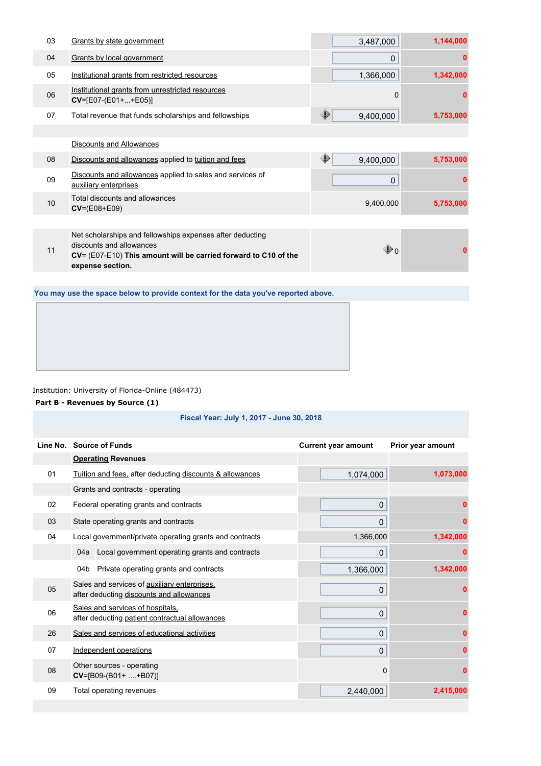| Line No. | Source | Current year amount | Prior year amount |
|---|---|---|---|
| 03 | Grants by state government | 3,487,000 | 1,144,000 |
| 04 | Grants by local government | 0 | 0 |
| 05 | Institutional grants from restricted resources | 1,366,000 | 1,342,000 |
| 06 | Institutional grants from unrestricted resources **CV**=[E07-(E01+...+E05)] | 0 | 0 |
| 07 | Total revenue that funds scholarships and fellowships | 9,400,000 | 5,753,000 |
| | Discounts and Allowances | | |
| 08 | Discounts and allowances applied to tuition and fees | 9,400,000 | 5,753,000 |
| 09 | Discounts and allowances applied to sales and services of auxiliary enterprises | 0 | 0 |
| 10 | Total discounts and allowances **CV**=(E08+E09) | 9,400,000 | 5,753,000 |
| 11 | Net scholarships and fellowships expenses after deducting discounts and allowances **CV**= (E07-E10) **This amount will be carried forward to C10 of the expense section.** | 0 | 0 |

**You may use the space below to provide context for the data you've reported above.**

Institution: University of Florida-Online (484473)

**Part B - Revenues by Source (1)**

**Fiscal Year: July 1, 2017 - June 30, 2018**

| Line No. | Source of Funds | Current year amount | Prior year amount |
|---|---|---|---|
| | **Operating Revenues** | | |
| 01 | Tuition and fees, after deducting discounts & allowances | 1,074,000 | 1,073,000 |
| | Grants and contracts - operating | | |
| 02 | Federal operating grants and contracts | 0 | 0 |
| 03 | State operating grants and contracts | 0 | 0 |
| 04 | Local government/private operating grants and contracts | 1,366,000 | 1,342,000 |
| 04a | Local government operating grants and contracts | 0 | 0 |
| 04b | Private operating grants and contracts | 1,366,000 | 1,342,000 |
| 05 | Sales and services of auxiliary enterprises, after deducting discounts and allowances | 0 | 0 |
| 06 | Sales and services of hospitals, after deducting patient contractual allowances | 0 | 0 |
| 26 | Sales and services of educational activities | 0 | 0 |
| 07 | Independent operations | 0 | 0 |
| 08 | Other sources - operating **CV**=[B09-(B01+ ....+B07)] | 0 | 0 |
| 09 | Total operating revenues | 2,440,000 | 2,415,000 |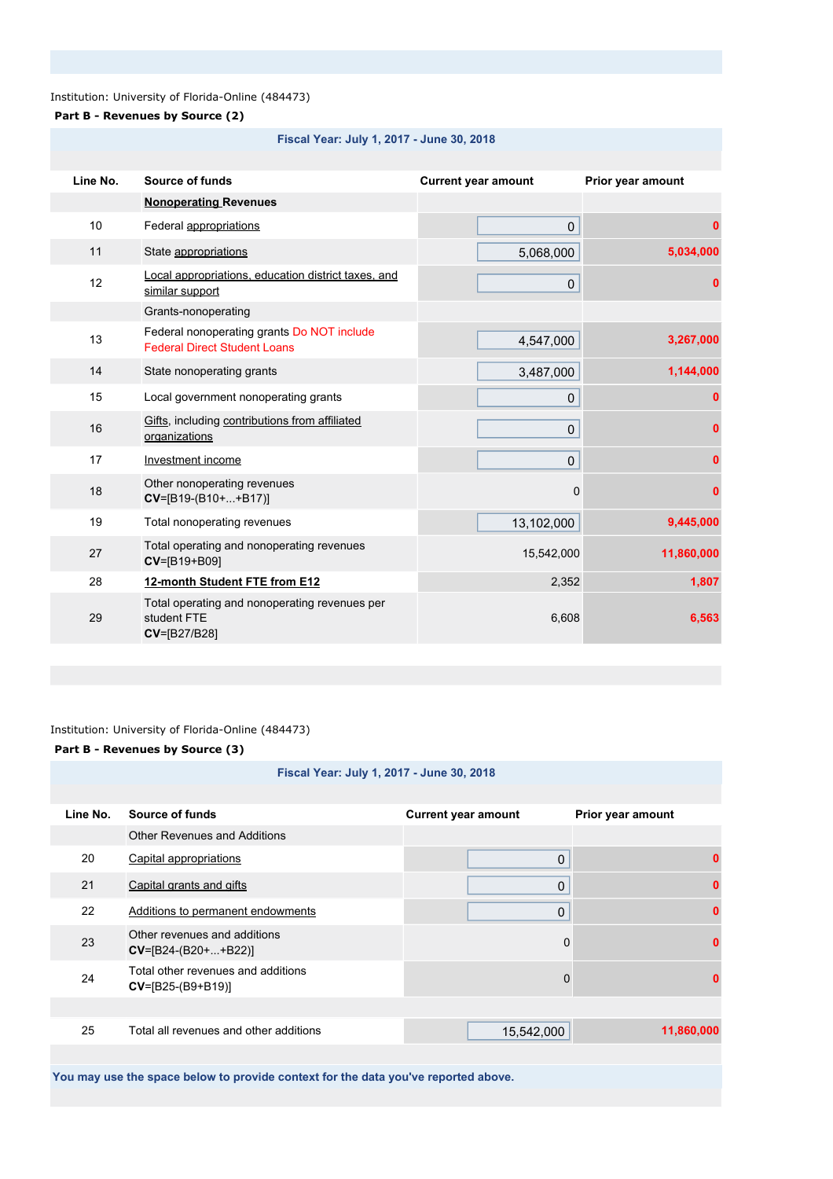Institution: University of Florida-Online (484473)

**Part B - Revenues by Source (2)**

**Fiscal Year: July 1, 2017 - June 30, 2018**

| Line No. | Source of funds | Current year amount | Prior year amount |
|---|---|---|---|
| | **Nonoperating Revenues** | | |
| 10 | Federal appropriations | 0 | 0 |
| 11 | State appropriations | 5,068,000 | 5,034,000 |
| 12 | Local appropriations, education district taxes, and similar support | 0 | 0 |
| | Grants-nonoperating | | |
| 13 | Federal nonoperating grants Do NOT include Federal Direct Student Loans | 4,547,000 | 3,267,000 |
| 14 | State nonoperating grants | 3,487,000 | 1,144,000 |
| 15 | Local government nonoperating grants | 0 | 0 |
| 16 | Gifts, including contributions from affiliated organizations | 0 | 0 |
| 17 | Investment income | 0 | 0 |
| 18 | Other nonoperating revenues **CV**=[B19-(B10+...+B17)] | 0 | 0 |
| 19 | Total nonoperating revenues | 13,102,000 | 9,445,000 |
| 27 | Total operating and nonoperating revenues **CV**=[B19+B09] | 15,542,000 | 11,860,000 |
| 28 | **12-month Student FTE from E12** | 2,352 | 1,807 |
| 29 | Total operating and nonoperating revenues per student FTE **CV**=[B27/B28] | 6,608 | 6,563 |

Institution: University of Florida-Online (484473)

**Part B - Revenues by Source (3)**

**Fiscal Year: July 1, 2017 - June 30, 2018**

| Line No. | Source of funds | Current year amount | Prior year amount |
|---|---|---|---|
| | Other Revenues and Additions | | |
| 20 | Capital appropriations | 0 | 0 |
| 21 | Capital grants and gifts | 0 | 0 |
| 22 | Additions to permanent endowments | 0 | 0 |
| 23 | Other revenues and additions **CV**=[B24-(B20+...+B22)] | 0 | 0 |
| 24 | Total other revenues and additions **CV**=[B25-(B9+B19)] | 0 | 0 |
| 25 | Total all revenues and other additions | 15,542,000 | 11,860,000 |

**You may use the space below to provide context for the data you've reported above.**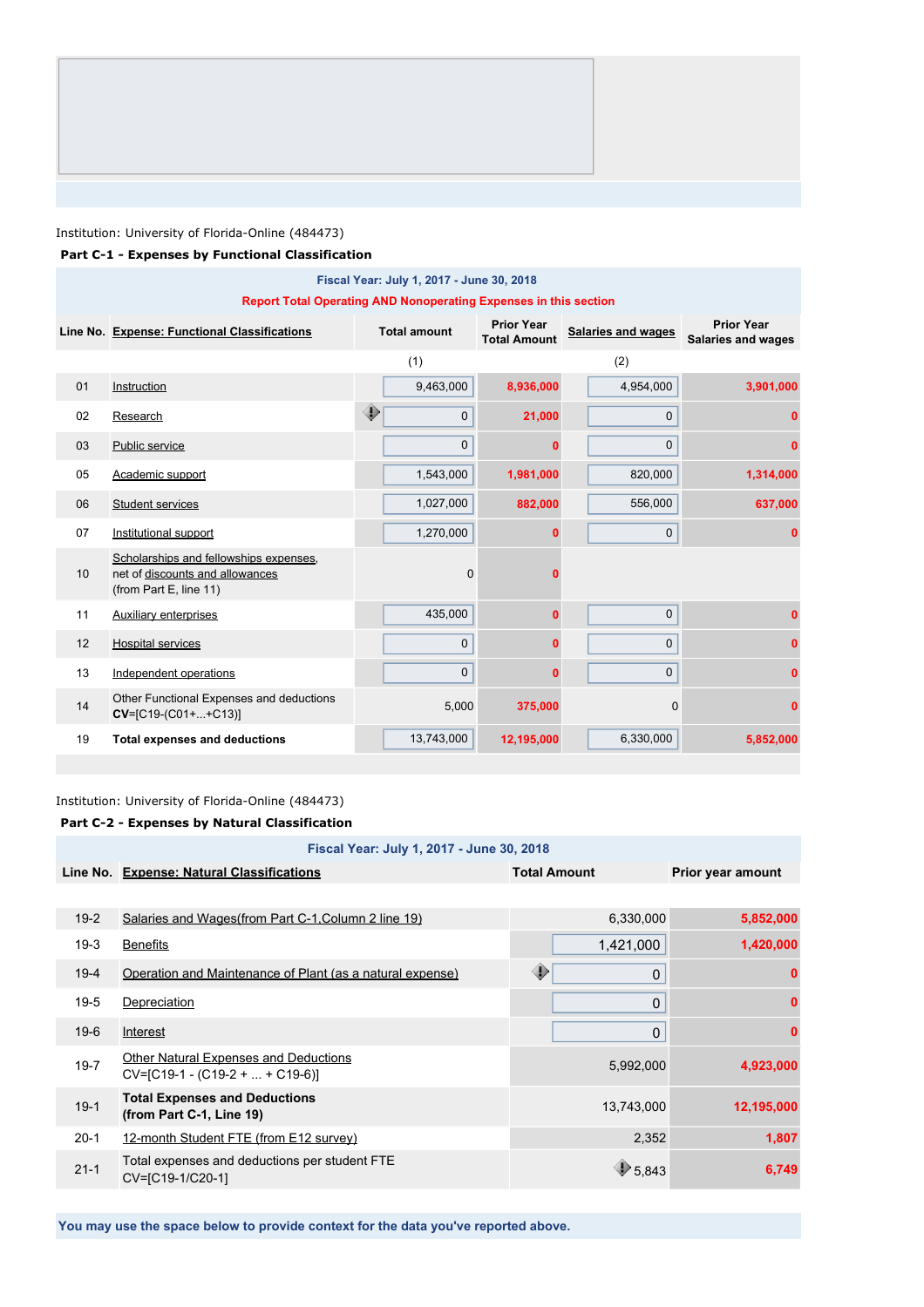Institution: University of Florida-Online (484473)

**Part C-1 - Expenses by Functional Classification**

**Fiscal Year: July 1, 2017 - June 30, 2018**

**Report Total Operating AND Nonoperating Expenses in this section**

| Line No. | Expense: Functional Classifications | Total amount | Prior Year Total Amount | Salaries and wages | Prior Year Salaries and wages |
|---|---|---|---|---|---|
| | | (1) | | (2) | |
| 01 | Instruction | 9,463,000 | 8,936,000 | 4,954,000 | 3,901,000 |
| 02 | Research | 0 | 21,000 | 0 | 0 |
| 03 | Public service | 0 | 0 | 0 | 0 |
| 05 | Academic support | 1,543,000 | 1,981,000 | 820,000 | 1,314,000 |
| 06 | Student services | 1,027,000 | 882,000 | 556,000 | 637,000 |
| 07 | Institutional support | 1,270,000 | 0 | 0 | 0 |
| 10 | Scholarships and fellowships expenses, net of discounts and allowances (from Part E, line 11) | 0 | 0 | | |
| 11 | Auxiliary enterprises | 435,000 | 0 | 0 | 0 |
| 12 | Hospital services | 0 | 0 | 0 | 0 |
| 13 | Independent operations | 0 | 0 | 0 | 0 |
| 14 | Other Functional Expenses and deductions **CV**=[C19-(C01+...+C13)] | 5,000 | 375,000 | 0 | 0 |
| 19 | **Total expenses and deductions** | 13,743,000 | 12,195,000 | 6,330,000 | 5,852,000 |

Institution: University of Florida-Online (484473)

**Part C-2 - Expenses by Natural Classification**

**Fiscal Year: July 1, 2017 - June 30, 2018**

| Line No. | Expense: Natural Classifications | Total Amount | Prior year amount |
|---|---|---|---|
| 19-2 | Salaries and Wages(from Part C-1,Column 2 line 19) | 6,330,000 | 5,852,000 |
| 19-3 | Benefits | 1,421,000 | 1,420,000 |
| 19-4 | Operation and Maintenance of Plant (as a natural expense) | 0 | 0 |
| 19-5 | Depreciation | 0 | 0 |
| 19-6 | Interest | 0 | 0 |
| 19-7 | Other Natural Expenses and Deductions CV=[C19-1 - (C19-2 + ... + C19-6)] | 5,992,000 | 4,923,000 |
| 19-1 | **Total Expenses and Deductions (from Part C-1, Line 19)** | 13,743,000 | 12,195,000 |
| 20-1 | 12-month Student FTE (from E12 survey) | 2,352 | 1,807 |
| 21-1 | Total expenses and deductions per student FTE CV=[C19-1/C20-1] | 5,843 | 6,749 |

**You may use the space below to provide context for the data you've reported above.**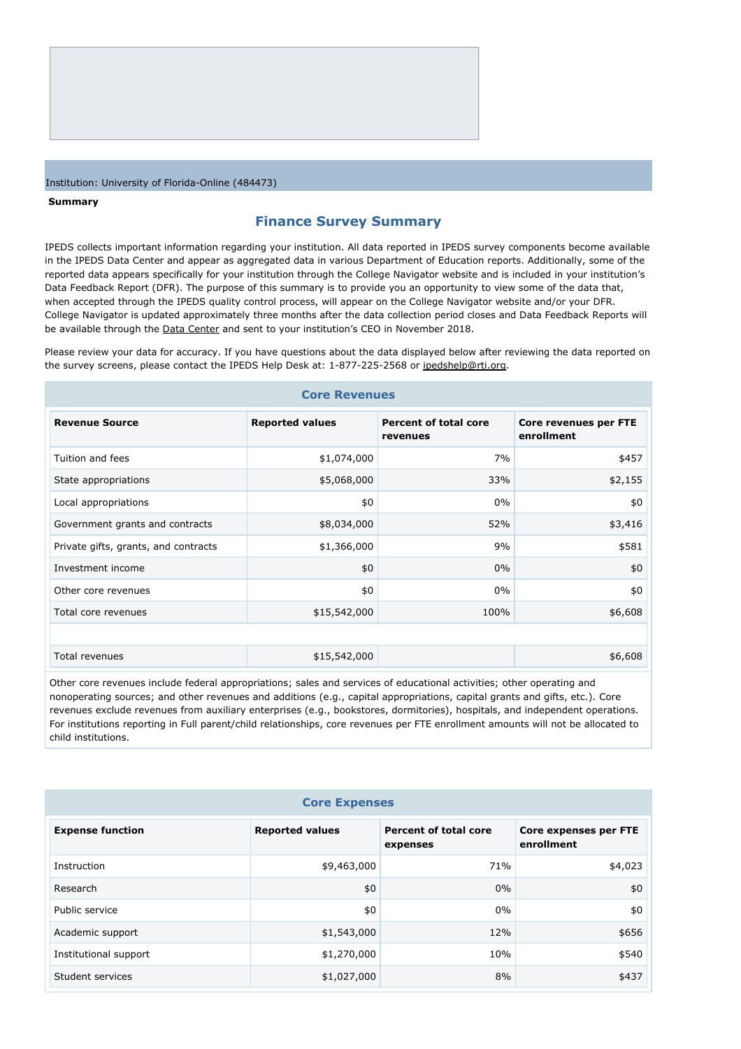Institution: University of Florida-Online (484473)

**Summary**

## Finance Survey Summary

IPEDS collects important information regarding your institution. All data reported in IPEDS survey components become available in the IPEDS Data Center and appear as aggregated data in various Department of Education reports. Additionally, some of the reported data appears specifically for your institution through the College Navigator website and is included in your institution's Data Feedback Report (DFR). The purpose of this summary is to provide you an opportunity to view some of the data that, when accepted through the IPEDS quality control process, will appear on the College Navigator website and/or your DFR. College Navigator is updated approximately three months after the data collection period closes and Data Feedback Reports will be available through the Data Center and sent to your institution's CEO in November 2018.

Please review your data for accuracy. If you have questions about the data displayed below after reviewing the data reported on the survey screens, please contact the IPEDS Help Desk at: 1-877-225-2568 or ipedshelp@rti.org.

### Core Revenues

| Revenue Source | Reported values | Percent of total core revenues | Core revenues per FTE enrollment |
|---|---|---|---|
| Tuition and fees | $1,074,000 | 7% | $457 |
| State appropriations | $5,068,000 | 33% | $2,155 |
| Local appropriations | $0 | 0% | $0 |
| Government grants and contracts | $8,034,000 | 52% | $3,416 |
| Private gifts, grants, and contracts | $1,366,000 | 9% | $581 |
| Investment income | $0 | 0% | $0 |
| Other core revenues | $0 | 0% | $0 |
| Total core revenues | $15,542,000 | 100% | $6,608 |
| | | | |
| Total revenues | $15,542,000 | | $6,608 |

Other core revenues include federal appropriations; sales and services of educational activities; other operating and nonoperating sources; and other revenues and additions (e.g., capital appropriations, capital grants and gifts, etc.). Core revenues exclude revenues from auxiliary enterprises (e.g., bookstores, dormitories), hospitals, and independent operations. For institutions reporting in Full parent/child relationships, core revenues per FTE enrollment amounts will not be allocated to child institutions.

### Core Expenses

| Expense function | Reported values | Percent of total core expenses | Core expenses per FTE enrollment |
|---|---|---|---|
| Instruction | $9,463,000 | 71% | $4,023 |
| Research | $0 | 0% | $0 |
| Public service | $0 | 0% | $0 |
| Academic support | $1,543,000 | 12% | $656 |
| Institutional support | $1,270,000 | 10% | $540 |
| Student services | $1,027,000 | 8% | $437 |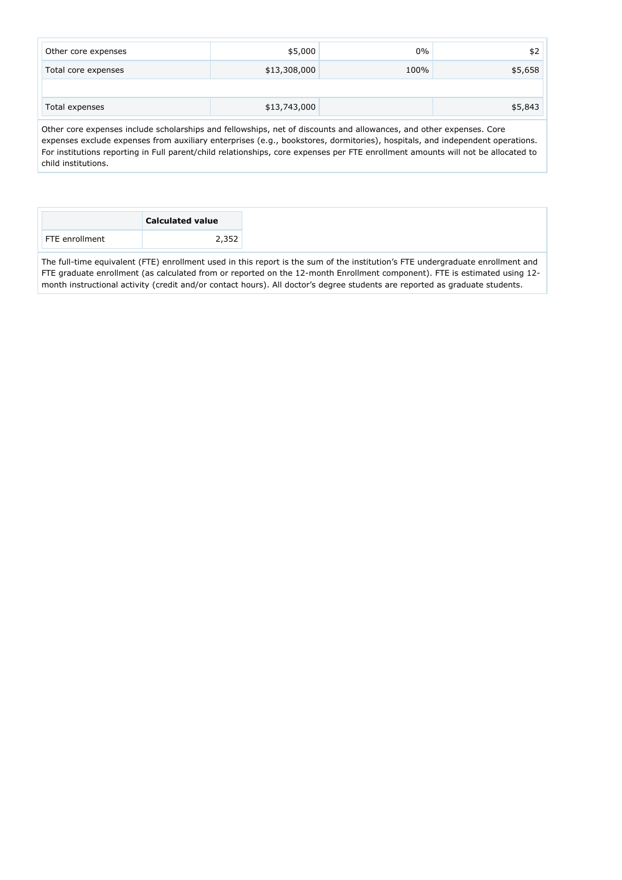| | | | |
|---|---|---|---|
| Other core expenses | $5,000 | 0% | $2 |
| Total core expenses | $13,308,000 | 100% | $5,658 |
| | | | |
| Total expenses | $13,743,000 | | $5,843 |

Other core expenses include scholarships and fellowships, net of discounts and allowances, and other expenses. Core expenses exclude expenses from auxiliary enterprises (e.g., bookstores, dormitories), hospitals, and independent operations. For institutions reporting in Full parent/child relationships, core expenses per FTE enrollment amounts will not be allocated to child institutions.

| | Calculated value |
|---|---|
| FTE enrollment | 2,352 |

The full-time equivalent (FTE) enrollment used in this report is the sum of the institution's FTE undergraduate enrollment and FTE graduate enrollment (as calculated from or reported on the 12-month Enrollment component). FTE is estimated using 12-month instructional activity (credit and/or contact hours). All doctor's degree students are reported as graduate students.